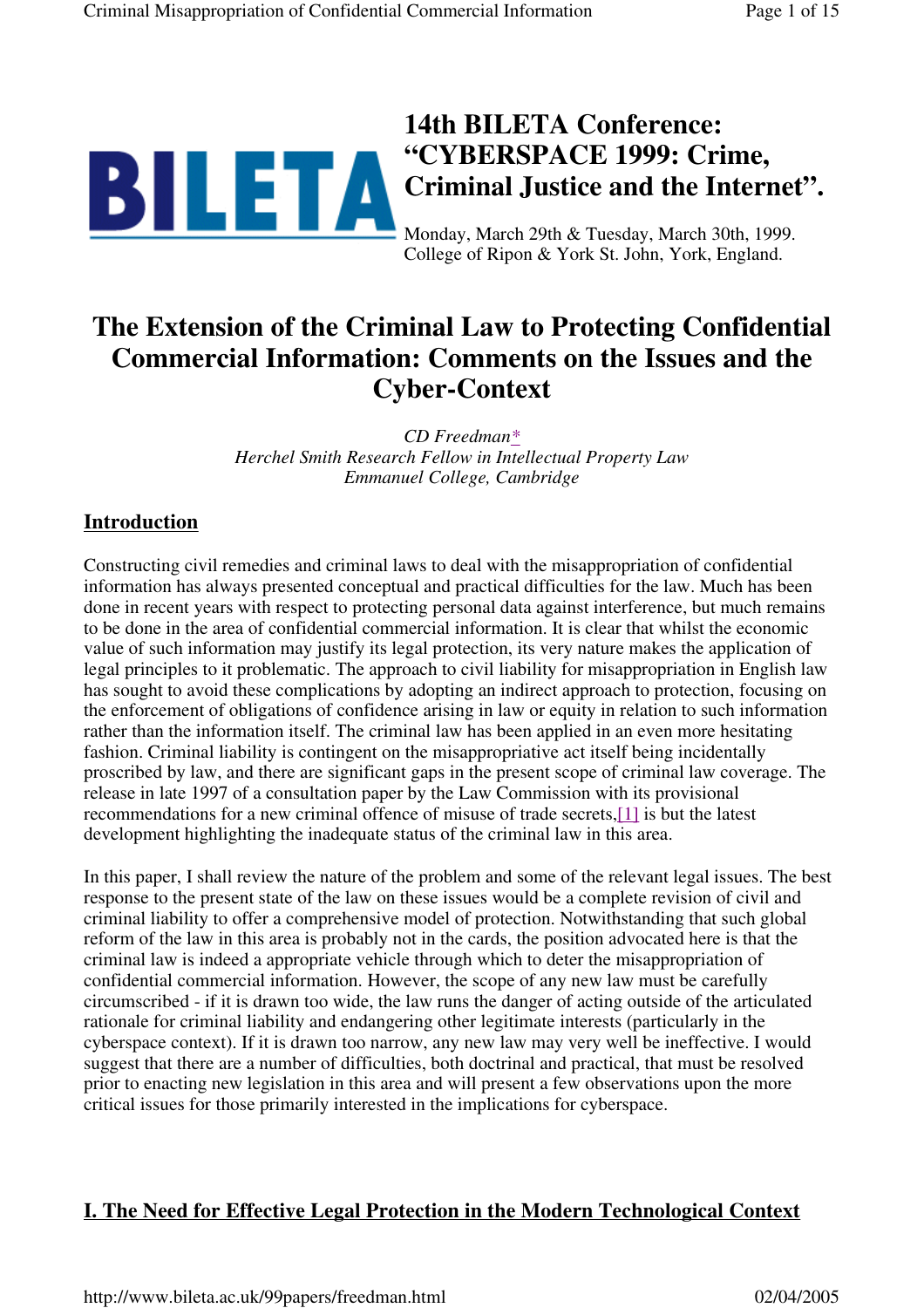# 14th BILETA Conference: "CYBERSPACE 1999: Crime, Criminal Justice and the Internet".

Monday, March 29th & Tuesday, March 30th, 1999.
College of Ripon & York St. John, York, England.

# The Extension of the Criminal Law to Protecting Confidential Commercial Information: Comments on the Issues and the Cyber-Context

*CD Freedman**
*Herchel Smith Research Fellow in Intellectual Property Law*
*Emmanuel College, Cambridge*

## Introduction

Constructing civil remedies and criminal laws to deal with the misappropriation of confidential information has always presented conceptual and practical difficulties for the law. Much has been done in recent years with respect to protecting personal data against interference, but much remains to be done in the area of confidential commercial information. It is clear that whilst the economic value of such information may justify its legal protection, its very nature makes the application of legal principles to it problematic. The approach to civil liability for misappropriation in English law has sought to avoid these complications by adopting an indirect approach to protection, focusing on the enforcement of obligations of confidence arising in law or equity in relation to such information rather than the information itself. The criminal law has been applied in an even more hesitating fashion. Criminal liability is contingent on the misappropriative act itself being incidentally proscribed by law, and there are significant gaps in the present scope of criminal law coverage. The release in late 1997 of a consultation paper by the Law Commission with its provisional recommendations for a new criminal offence of misuse of trade secrets,[1] is but the latest development highlighting the inadequate status of the criminal law in this area.

In this paper, I shall review the nature of the problem and some of the relevant legal issues. The best response to the present state of the law on these issues would be a complete revision of civil and criminal liability to offer a comprehensive model of protection. Notwithstanding that such global reform of the law in this area is probably not in the cards, the position advocated here is that the criminal law is indeed a appropriate vehicle through which to deter the misappropriation of confidential commercial information. However, the scope of any new law must be carefully circumscribed - if it is drawn too wide, the law runs the danger of acting outside of the articulated rationale for criminal liability and endangering other legitimate interests (particularly in the cyberspace context). If it is drawn too narrow, any new law may very well be ineffective. I would suggest that there are a number of difficulties, both doctrinal and practical, that must be resolved prior to enacting new legislation in this area and will present a few observations upon the more critical issues for those primarily interested in the implications for cyberspace.

## I. The Need for Effective Legal Protection in the Modern Technological Context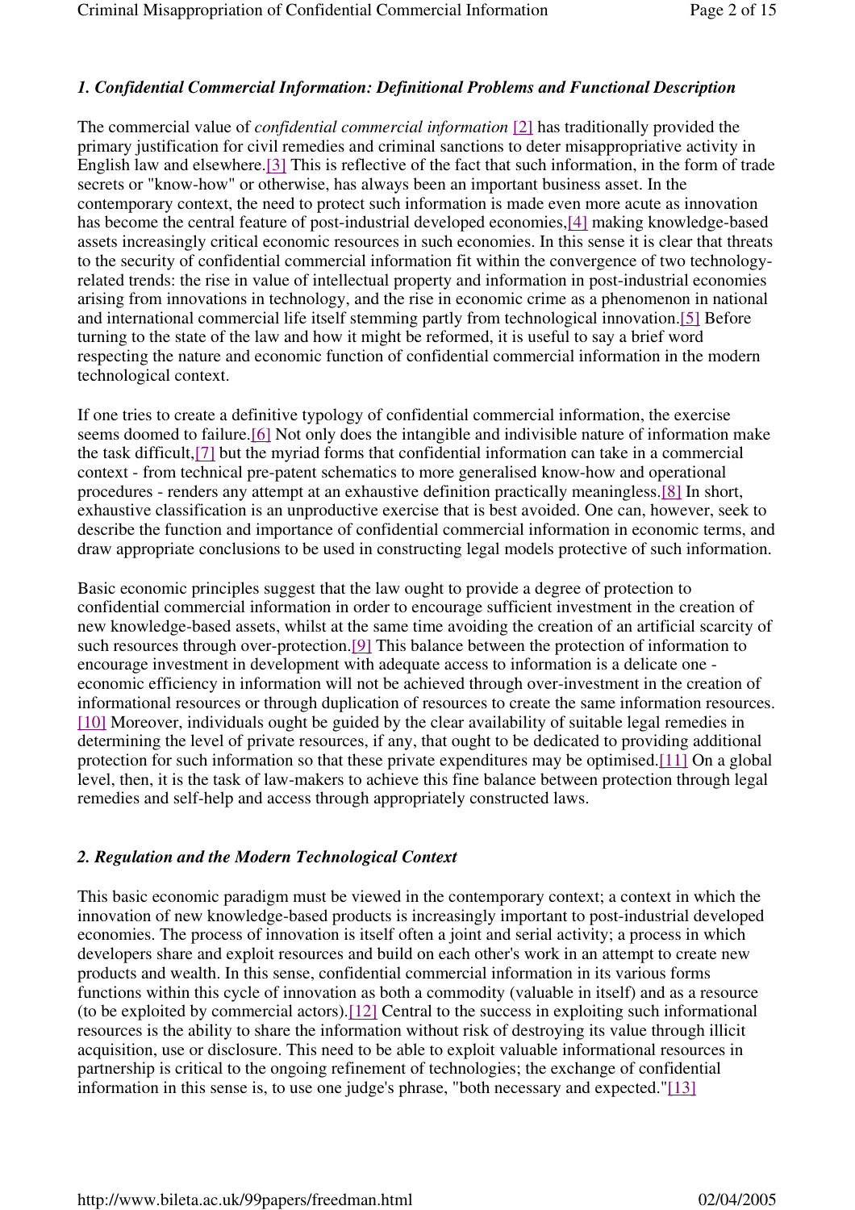### *1. Confidential Commercial Information: Definitional Problems and Functional Description*

The commercial value of *confidential commercial information* [2] has traditionally provided the primary justification for civil remedies and criminal sanctions to deter misappropriative activity in English law and elsewhere.[3] This is reflective of the fact that such information, in the form of trade secrets or "know-how" or otherwise, has always been an important business asset. In the contemporary context, the need to protect such information is made even more acute as innovation has become the central feature of post-industrial developed economies,[4] making knowledge-based assets increasingly critical economic resources in such economies. In this sense it is clear that threats to the security of confidential commercial information fit within the convergence of two technology-related trends: the rise in value of intellectual property and information in post-industrial economies arising from innovations in technology, and the rise in economic crime as a phenomenon in national and international commercial life itself stemming partly from technological innovation.[5] Before turning to the state of the law and how it might be reformed, it is useful to say a brief word respecting the nature and economic function of confidential commercial information in the modern technological context.

If one tries to create a definitive typology of confidential commercial information, the exercise seems doomed to failure.[6] Not only does the intangible and indivisible nature of information make the task difficult,[7] but the myriad forms that confidential information can take in a commercial context - from technical pre-patent schematics to more generalised know-how and operational procedures - renders any attempt at an exhaustive definition practically meaningless.[8] In short, exhaustive classification is an unproductive exercise that is best avoided. One can, however, seek to describe the function and importance of confidential commercial information in economic terms, and draw appropriate conclusions to be used in constructing legal models protective of such information.

Basic economic principles suggest that the law ought to provide a degree of protection to confidential commercial information in order to encourage sufficient investment in the creation of new knowledge-based assets, whilst at the same time avoiding the creation of an artificial scarcity of such resources through over-protection.[9] This balance between the protection of information to encourage investment in development with adequate access to information is a delicate one - economic efficiency in information will not be achieved through over-investment in the creation of informational resources or through duplication of resources to create the same information resources.[10] Moreover, individuals ought be guided by the clear availability of suitable legal remedies in determining the level of private resources, if any, that ought to be dedicated to providing additional protection for such information so that these private expenditures may be optimised.[11] On a global level, then, it is the task of law-makers to achieve this fine balance between protection through legal remedies and self-help and access through appropriately constructed laws.

### *2. Regulation and the Modern Technological Context*

This basic economic paradigm must be viewed in the contemporary context; a context in which the innovation of new knowledge-based products is increasingly important to post-industrial developed economies. The process of innovation is itself often a joint and serial activity; a process in which developers share and exploit resources and build on each other's work in an attempt to create new products and wealth. In this sense, confidential commercial information in its various forms functions within this cycle of innovation as both a commodity (valuable in itself) and as a resource (to be exploited by commercial actors).[12] Central to the success in exploiting such informational resources is the ability to share the information without risk of destroying its value through illicit acquisition, use or disclosure. This need to be able to exploit valuable informational resources in partnership is critical to the ongoing refinement of technologies; the exchange of confidential information in this sense is, to use one judge's phrase, "both necessary and expected."[13]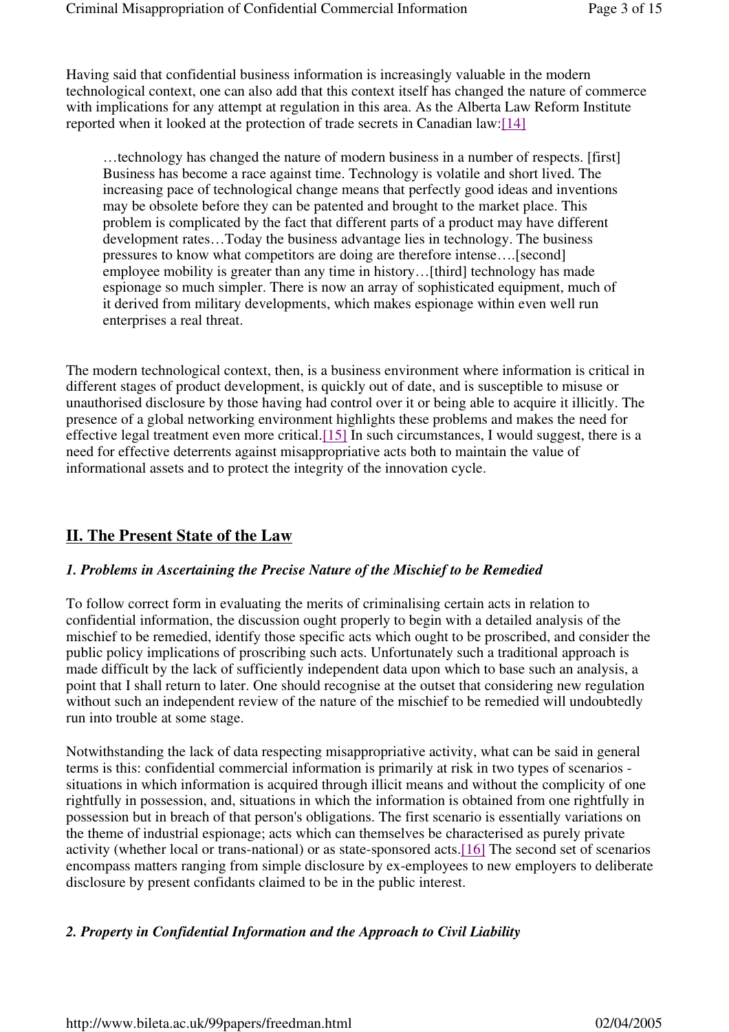Having said that confidential business information is increasingly valuable in the modern technological context, one can also add that this context itself has changed the nature of commerce with implications for any attempt at regulation in this area. As the Alberta Law Reform Institute reported when it looked at the protection of trade secrets in Canadian law:[14]

> …technology has changed the nature of modern business in a number of respects. [first] Business has become a race against time. Technology is volatile and short lived. The increasing pace of technological change means that perfectly good ideas and inventions may be obsolete before they can be patented and brought to the market place. This problem is complicated by the fact that different parts of a product may have different development rates…Today the business advantage lies in technology. The business pressures to know what competitors are doing are therefore intense….[second] employee mobility is greater than any time in history…[third] technology has made espionage so much simpler. There is now an array of sophisticated equipment, much of it derived from military developments, which makes espionage within even well run enterprises a real threat.

The modern technological context, then, is a business environment where information is critical in different stages of product development, is quickly out of date, and is susceptible to misuse or unauthorised disclosure by those having had control over it or being able to acquire it illicitly. The presence of a global networking environment highlights these problems and makes the need for effective legal treatment even more critical.[15] In such circumstances, I would suggest, there is a need for effective deterrents against misappropriative acts both to maintain the value of informational assets and to protect the integrity of the innovation cycle.

## II. The Present State of the Law

### *1. Problems in Ascertaining the Precise Nature of the Mischief to be Remedied*

To follow correct form in evaluating the merits of criminalising certain acts in relation to confidential information, the discussion ought properly to begin with a detailed analysis of the mischief to be remedied, identify those specific acts which ought to be proscribed, and consider the public policy implications of proscribing such acts. Unfortunately such a traditional approach is made difficult by the lack of sufficiently independent data upon which to base such an analysis, a point that I shall return to later. One should recognise at the outset that considering new regulation without such an independent review of the nature of the mischief to be remedied will undoubtedly run into trouble at some stage.

Notwithstanding the lack of data respecting misappropriative activity, what can be said in general terms is this: confidential commercial information is primarily at risk in two types of scenarios - situations in which information is acquired through illicit means and without the complicity of one rightfully in possession, and, situations in which the information is obtained from one rightfully in possession but in breach of that person's obligations. The first scenario is essentially variations on the theme of industrial espionage; acts which can themselves be characterised as purely private activity (whether local or trans-national) or as state-sponsored acts.[16] The second set of scenarios encompass matters ranging from simple disclosure by ex-employees to new employers to deliberate disclosure by present confidants claimed to be in the public interest.

### *2. Property in Confidential Information and the Approach to Civil Liability*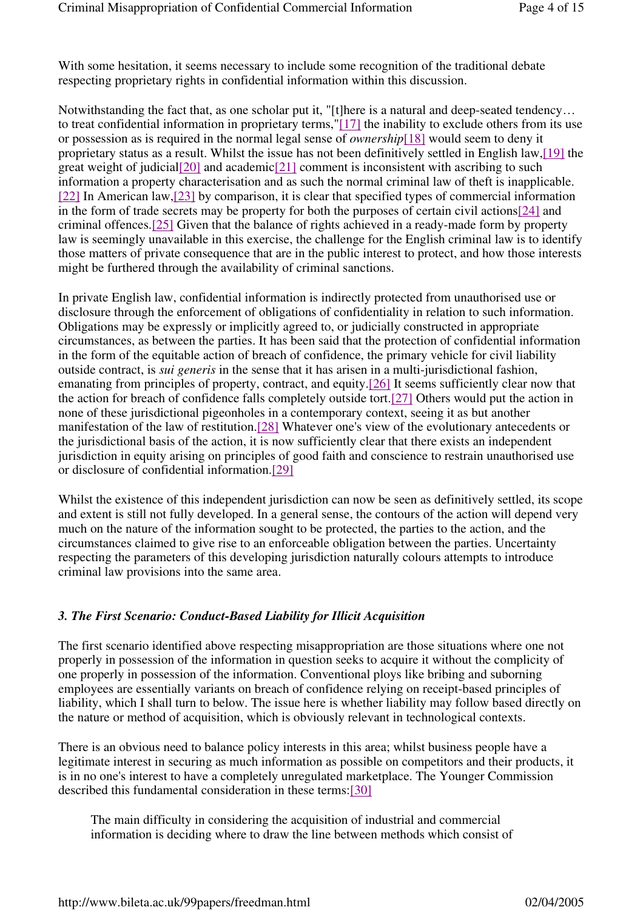With some hesitation, it seems necessary to include some recognition of the traditional debate respecting proprietary rights in confidential information within this discussion.

Notwithstanding the fact that, as one scholar put it, "[t]here is a natural and deep-seated tendency… to treat confidential information in proprietary terms,"[17] the inability to exclude others from its use or possession as is required in the normal legal sense of *ownership*[18] would seem to deny it proprietary status as a result. Whilst the issue has not been definitively settled in English law,[19] the great weight of judicial[20] and academic[21] comment is inconsistent with ascribing to such information a property characterisation and as such the normal criminal law of theft is inapplicable.[22] In American law,[23] by comparison, it is clear that specified types of commercial information in the form of trade secrets may be property for both the purposes of certain civil actions[24] and criminal offences.[25] Given that the balance of rights achieved in a ready-made form by property law is seemingly unavailable in this exercise, the challenge for the English criminal law is to identify those matters of private consequence that are in the public interest to protect, and how those interests might be furthered through the availability of criminal sanctions.

In private English law, confidential information is indirectly protected from unauthorised use or disclosure through the enforcement of obligations of confidentiality in relation to such information. Obligations may be expressly or implicitly agreed to, or judicially constructed in appropriate circumstances, as between the parties. It has been said that the protection of confidential information in the form of the equitable action of breach of confidence, the primary vehicle for civil liability outside contract, is *sui generis* in the sense that it has arisen in a multi-jurisdictional fashion, emanating from principles of property, contract, and equity.[26] It seems sufficiently clear now that the action for breach of confidence falls completely outside tort.[27] Others would put the action in none of these jurisdictional pigeonholes in a contemporary context, seeing it as but another manifestation of the law of restitution.[28] Whatever one's view of the evolutionary antecedents or the jurisdictional basis of the action, it is now sufficiently clear that there exists an independent jurisdiction in equity arising on principles of good faith and conscience to restrain unauthorised use or disclosure of confidential information.[29]

Whilst the existence of this independent jurisdiction can now be seen as definitively settled, its scope and extent is still not fully developed. In a general sense, the contours of the action will depend very much on the nature of the information sought to be protected, the parties to the action, and the circumstances claimed to give rise to an enforceable obligation between the parties. Uncertainty respecting the parameters of this developing jurisdiction naturally colours attempts to introduce criminal law provisions into the same area.

### *3. The First Scenario: Conduct-Based Liability for Illicit Acquisition*

The first scenario identified above respecting misappropriation are those situations where one not properly in possession of the information in question seeks to acquire it without the complicity of one properly in possession of the information. Conventional ploys like bribing and suborning employees are essentially variants on breach of confidence relying on receipt-based principles of liability, which I shall turn to below. The issue here is whether liability may follow based directly on the nature or method of acquisition, which is obviously relevant in technological contexts.

There is an obvious need to balance policy interests in this area; whilst business people have a legitimate interest in securing as much information as possible on competitors and their products, it is in no one's interest to have a completely unregulated marketplace. The Younger Commission described this fundamental consideration in these terms:[30]

> The main difficulty in considering the acquisition of industrial and commercial information is deciding where to draw the line between methods which consist of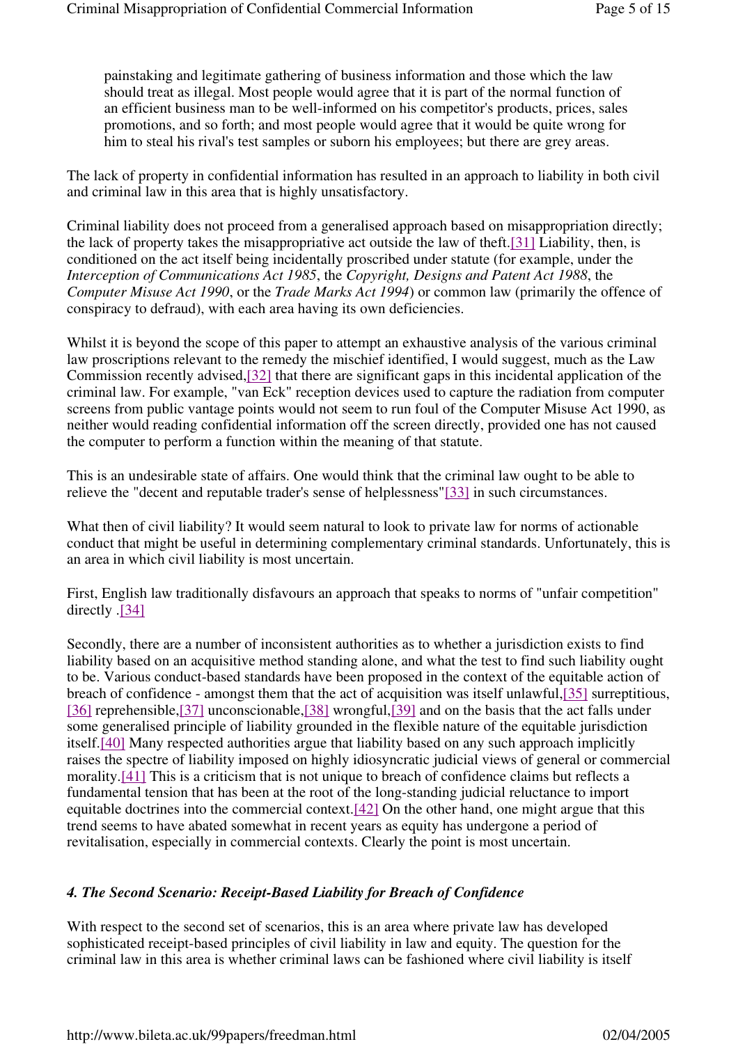> painstaking and legitimate gathering of business information and those which the law should treat as illegal. Most people would agree that it is part of the normal function of an efficient business man to be well-informed on his competitor's products, prices, sales promotions, and so forth; and most people would agree that it would be quite wrong for him to steal his rival's test samples or suborn his employees; but there are grey areas.

The lack of property in confidential information has resulted in an approach to liability in both civil and criminal law in this area that is highly unsatisfactory.

Criminal liability does not proceed from a generalised approach based on misappropriation directly; the lack of property takes the misappropriative act outside the law of theft.[31] Liability, then, is conditioned on the act itself being incidentally proscribed under statute (for example, under the *Interception of Communications Act 1985*, the *Copyright, Designs and Patent Act 1988*, the *Computer Misuse Act 1990*, or the *Trade Marks Act 1994*) or common law (primarily the offence of conspiracy to defraud), with each area having its own deficiencies.

Whilst it is beyond the scope of this paper to attempt an exhaustive analysis of the various criminal law proscriptions relevant to the remedy the mischief identified, I would suggest, much as the Law Commission recently advised,[32] that there are significant gaps in this incidental application of the criminal law. For example, "van Eck" reception devices used to capture the radiation from computer screens from public vantage points would not seem to run foul of the Computer Misuse Act 1990, as neither would reading confidential information off the screen directly, provided one has not caused the computer to perform a function within the meaning of that statute.

This is an undesirable state of affairs. One would think that the criminal law ought to be able to relieve the "decent and reputable trader's sense of helplessness"[33] in such circumstances.

What then of civil liability? It would seem natural to look to private law for norms of actionable conduct that might be useful in determining complementary criminal standards. Unfortunately, this is an area in which civil liability is most uncertain.

First, English law traditionally disfavours an approach that speaks to norms of "unfair competition" directly .[34]

Secondly, there are a number of inconsistent authorities as to whether a jurisdiction exists to find liability based on an acquisitive method standing alone, and what the test to find such liability ought to be. Various conduct-based standards have been proposed in the context of the equitable action of breach of confidence - amongst them that the act of acquisition was itself unlawful,[35] surreptitious,[36] reprehensible,[37] unconscionable,[38] wrongful,[39] and on the basis that the act falls under some generalised principle of liability grounded in the flexible nature of the equitable jurisdiction itself.[40] Many respected authorities argue that liability based on any such approach implicitly raises the spectre of liability imposed on highly idiosyncratic judicial views of general or commercial morality.[41] This is a criticism that is not unique to breach of confidence claims but reflects a fundamental tension that has been at the root of the long-standing judicial reluctance to import equitable doctrines into the commercial context.[42] On the other hand, one might argue that this trend seems to have abated somewhat in recent years as equity has undergone a period of revitalisation, especially in commercial contexts. Clearly the point is most uncertain.

### *4. The Second Scenario: Receipt-Based Liability for Breach of Confidence*

With respect to the second set of scenarios, this is an area where private law has developed sophisticated receipt-based principles of civil liability in law and equity. The question for the criminal law in this area is whether criminal laws can be fashioned where civil liability is itself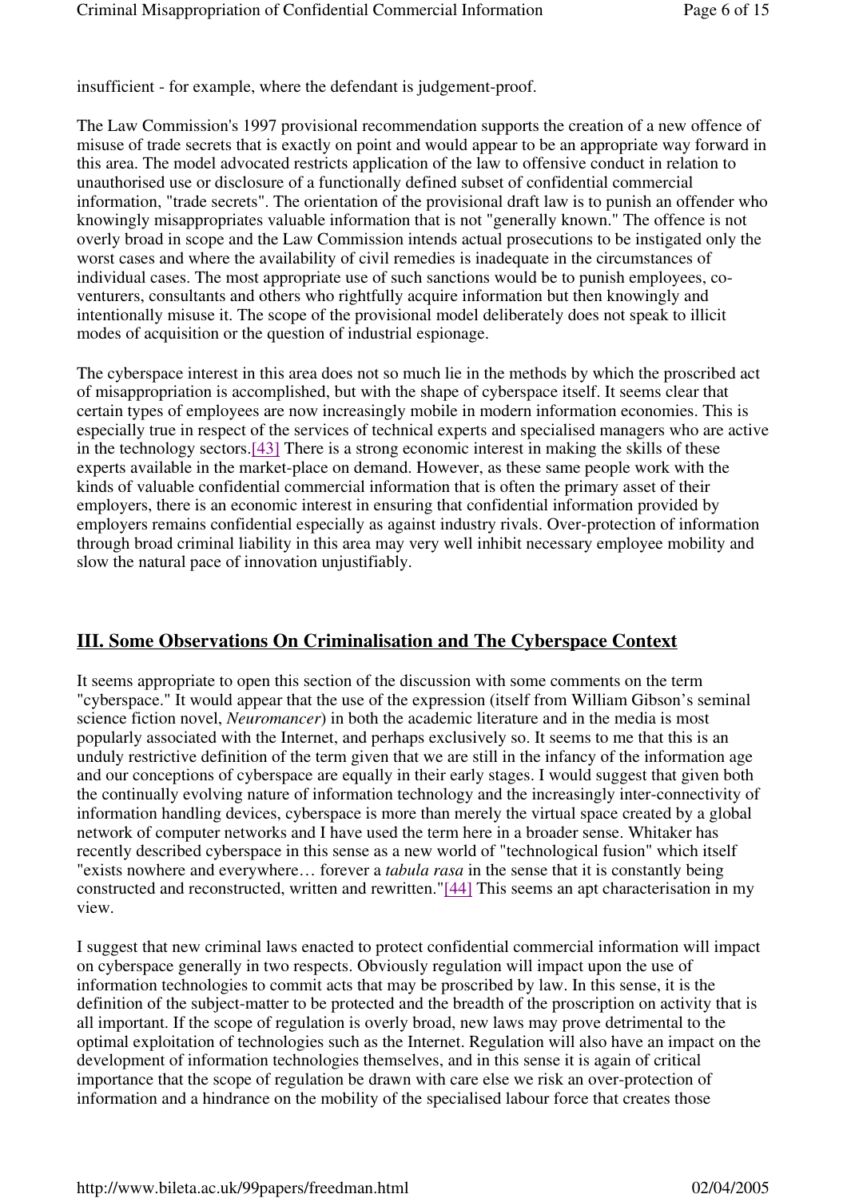insufficient - for example, where the defendant is judgement-proof.

The Law Commission's 1997 provisional recommendation supports the creation of a new offence of misuse of trade secrets that is exactly on point and would appear to be an appropriate way forward in this area. The model advocated restricts application of the law to offensive conduct in relation to unauthorised use or disclosure of a functionally defined subset of confidential commercial information, "trade secrets". The orientation of the provisional draft law is to punish an offender who knowingly misappropriates valuable information that is not "generally known." The offence is not overly broad in scope and the Law Commission intends actual prosecutions to be instigated only the worst cases and where the availability of civil remedies is inadequate in the circumstances of individual cases. The most appropriate use of such sanctions would be to punish employees, co-venturers, consultants and others who rightfully acquire information but then knowingly and intentionally misuse it. The scope of the provisional model deliberately does not speak to illicit modes of acquisition or the question of industrial espionage.

The cyberspace interest in this area does not so much lie in the methods by which the proscribed act of misappropriation is accomplished, but with the shape of cyberspace itself. It seems clear that certain types of employees are now increasingly mobile in modern information economies. This is especially true in respect of the services of technical experts and specialised managers who are active in the technology sectors.[43] There is a strong economic interest in making the skills of these experts available in the market-place on demand. However, as these same people work with the kinds of valuable confidential commercial information that is often the primary asset of their employers, there is an economic interest in ensuring that confidential information provided by employers remains confidential especially as against industry rivals. Over-protection of information through broad criminal liability in this area may very well inhibit necessary employee mobility and slow the natural pace of innovation unjustifiably.

## III. Some Observations On Criminalisation and The Cyberspace Context

It seems appropriate to open this section of the discussion with some comments on the term "cyberspace." It would appear that the use of the expression (itself from William Gibson's seminal science fiction novel, *Neuromancer*) in both the academic literature and in the media is most popularly associated with the Internet, and perhaps exclusively so. It seems to me that this is an unduly restrictive definition of the term given that we are still in the infancy of the information age and our conceptions of cyberspace are equally in their early stages. I would suggest that given both the continually evolving nature of information technology and the increasingly inter-connectivity of information handling devices, cyberspace is more than merely the virtual space created by a global network of computer networks and I have used the term here in a broader sense. Whitaker has recently described cyberspace in this sense as a new world of "technological fusion" which itself "exists nowhere and everywhere… forever a *tabula rasa* in the sense that it is constantly being constructed and reconstructed, written and rewritten."[44] This seems an apt characterisation in my view.

I suggest that new criminal laws enacted to protect confidential commercial information will impact on cyberspace generally in two respects. Obviously regulation will impact upon the use of information technologies to commit acts that may be proscribed by law. In this sense, it is the definition of the subject-matter to be protected and the breadth of the proscription on activity that is all important. If the scope of regulation is overly broad, new laws may prove detrimental to the optimal exploitation of technologies such as the Internet. Regulation will also have an impact on the development of information technologies themselves, and in this sense it is again of critical importance that the scope of regulation be drawn with care else we risk an over-protection of information and a hindrance on the mobility of the specialised labour force that creates those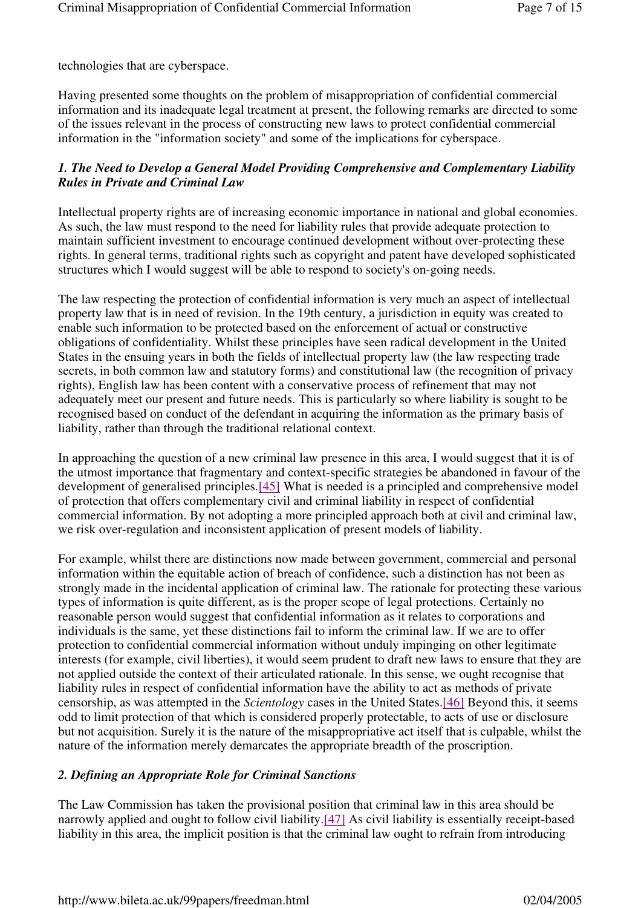technologies that are cyberspace.

Having presented some thoughts on the problem of misappropriation of confidential commercial information and its inadequate legal treatment at present, the following remarks are directed to some of the issues relevant in the process of constructing new laws to protect confidential commercial information in the "information society" and some of the implications for cyberspace.

### *1. The Need to Develop a General Model Providing Comprehensive and Complementary Liability Rules in Private and Criminal Law*

Intellectual property rights are of increasing economic importance in national and global economies. As such, the law must respond to the need for liability rules that provide adequate protection to maintain sufficient investment to encourage continued development without over-protecting these rights. In general terms, traditional rights such as copyright and patent have developed sophisticated structures which I would suggest will be able to respond to society's on-going needs.

The law respecting the protection of confidential information is very much an aspect of intellectual property law that is in need of revision. In the 19th century, a jurisdiction in equity was created to enable such information to be protected based on the enforcement of actual or constructive obligations of confidentiality. Whilst these principles have seen radical development in the United States in the ensuing years in both the fields of intellectual property law (the law respecting trade secrets, in both common law and statutory forms) and constitutional law (the recognition of privacy rights), English law has been content with a conservative process of refinement that may not adequately meet our present and future needs. This is particularly so where liability is sought to be recognised based on conduct of the defendant in acquiring the information as the primary basis of liability, rather than through the traditional relational context.

In approaching the question of a new criminal law presence in this area, I would suggest that it is of the utmost importance that fragmentary and context-specific strategies be abandoned in favour of the development of generalised principles.[45] What is needed is a principled and comprehensive model of protection that offers complementary civil and criminal liability in respect of confidential commercial information. By not adopting a more principled approach both at civil and criminal law, we risk over-regulation and inconsistent application of present models of liability.

For example, whilst there are distinctions now made between government, commercial and personal information within the equitable action of breach of confidence, such a distinction has not been as strongly made in the incidental application of criminal law. The rationale for protecting these various types of information is quite different, as is the proper scope of legal protections. Certainly no reasonable person would suggest that confidential information as it relates to corporations and individuals is the same, yet these distinctions fail to inform the criminal law. If we are to offer protection to confidential commercial information without unduly impinging on other legitimate interests (for example, civil liberties), it would seem prudent to draft new laws to ensure that they are not applied outside the context of their articulated rationale. In this sense, we ought recognise that liability rules in respect of confidential information have the ability to act as methods of private censorship, as was attempted in the *Scientology* cases in the United States.[46] Beyond this, it seems odd to limit protection of that which is considered properly protectable, to acts of use or disclosure but not acquisition. Surely it is the nature of the misappropriative act itself that is culpable, whilst the nature of the information merely demarcates the appropriate breadth of the proscription.

### *2. Defining an Appropriate Role for Criminal Sanctions*

The Law Commission has taken the provisional position that criminal law in this area should be narrowly applied and ought to follow civil liability.[47] As civil liability is essentially receipt-based liability in this area, the implicit position is that the criminal law ought to refrain from introducing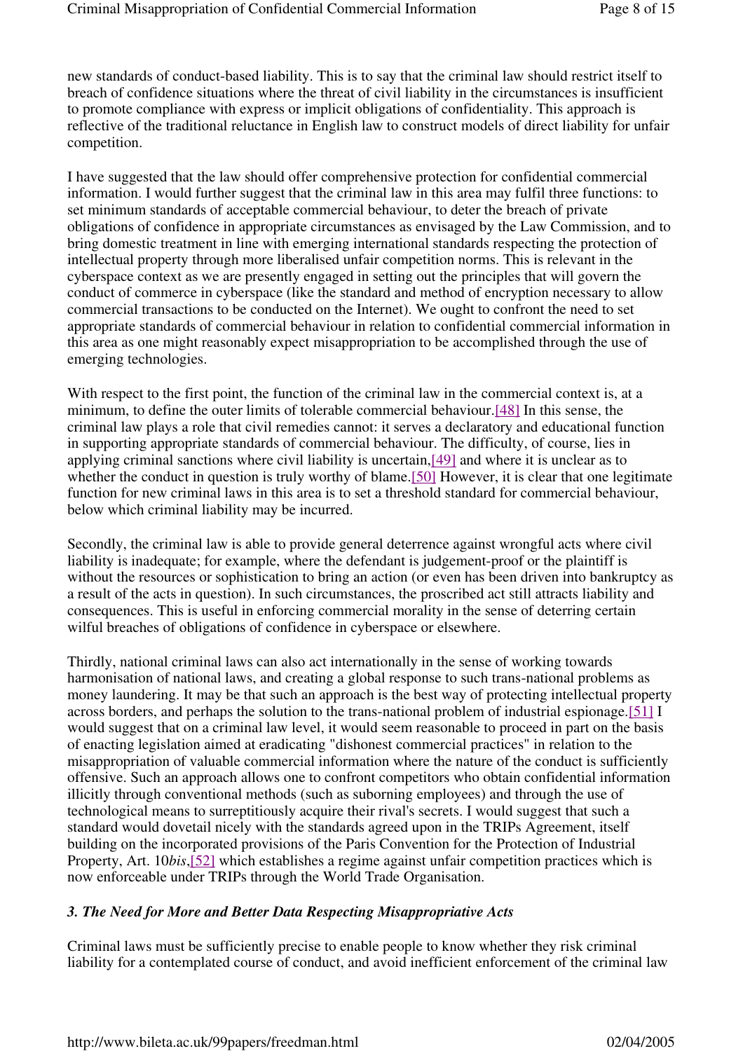new standards of conduct-based liability. This is to say that the criminal law should restrict itself to breach of confidence situations where the threat of civil liability in the circumstances is insufficient to promote compliance with express or implicit obligations of confidentiality. This approach is reflective of the traditional reluctance in English law to construct models of direct liability for unfair competition.

I have suggested that the law should offer comprehensive protection for confidential commercial information. I would further suggest that the criminal law in this area may fulfil three functions: to set minimum standards of acceptable commercial behaviour, to deter the breach of private obligations of confidence in appropriate circumstances as envisaged by the Law Commission, and to bring domestic treatment in line with emerging international standards respecting the protection of intellectual property through more liberalised unfair competition norms. This is relevant in the cyberspace context as we are presently engaged in setting out the principles that will govern the conduct of commerce in cyberspace (like the standard and method of encryption necessary to allow commercial transactions to be conducted on the Internet). We ought to confront the need to set appropriate standards of commercial behaviour in relation to confidential commercial information in this area as one might reasonably expect misappropriation to be accomplished through the use of emerging technologies.

With respect to the first point, the function of the criminal law in the commercial context is, at a minimum, to define the outer limits of tolerable commercial behaviour.[48] In this sense, the criminal law plays a role that civil remedies cannot: it serves a declaratory and educational function in supporting appropriate standards of commercial behaviour. The difficulty, of course, lies in applying criminal sanctions where civil liability is uncertain,[49] and where it is unclear as to whether the conduct in question is truly worthy of blame.[50] However, it is clear that one legitimate function for new criminal laws in this area is to set a threshold standard for commercial behaviour, below which criminal liability may be incurred.

Secondly, the criminal law is able to provide general deterrence against wrongful acts where civil liability is inadequate; for example, where the defendant is judgement-proof or the plaintiff is without the resources or sophistication to bring an action (or even has been driven into bankruptcy as a result of the acts in question). In such circumstances, the proscribed act still attracts liability and consequences. This is useful in enforcing commercial morality in the sense of deterring certain wilful breaches of obligations of confidence in cyberspace or elsewhere.

Thirdly, national criminal laws can also act internationally in the sense of working towards harmonisation of national laws, and creating a global response to such trans-national problems as money laundering. It may be that such an approach is the best way of protecting intellectual property across borders, and perhaps the solution to the trans-national problem of industrial espionage.[51] I would suggest that on a criminal law level, it would seem reasonable to proceed in part on the basis of enacting legislation aimed at eradicating "dishonest commercial practices" in relation to the misappropriation of valuable commercial information where the nature of the conduct is sufficiently offensive. Such an approach allows one to confront competitors who obtain confidential information illicitly through conventional methods (such as suborning employees) and through the use of technological means to surreptitiously acquire their rival's secrets. I would suggest that such a standard would dovetail nicely with the standards agreed upon in the TRIPs Agreement, itself building on the incorporated provisions of the Paris Convention for the Protection of Industrial Property, Art. 10*bis*,[52] which establishes a regime against unfair competition practices which is now enforceable under TRIPs through the World Trade Organisation.

### *3. The Need for More and Better Data Respecting Misappropriative Acts*

Criminal laws must be sufficiently precise to enable people to know whether they risk criminal liability for a contemplated course of conduct, and avoid inefficient enforcement of the criminal law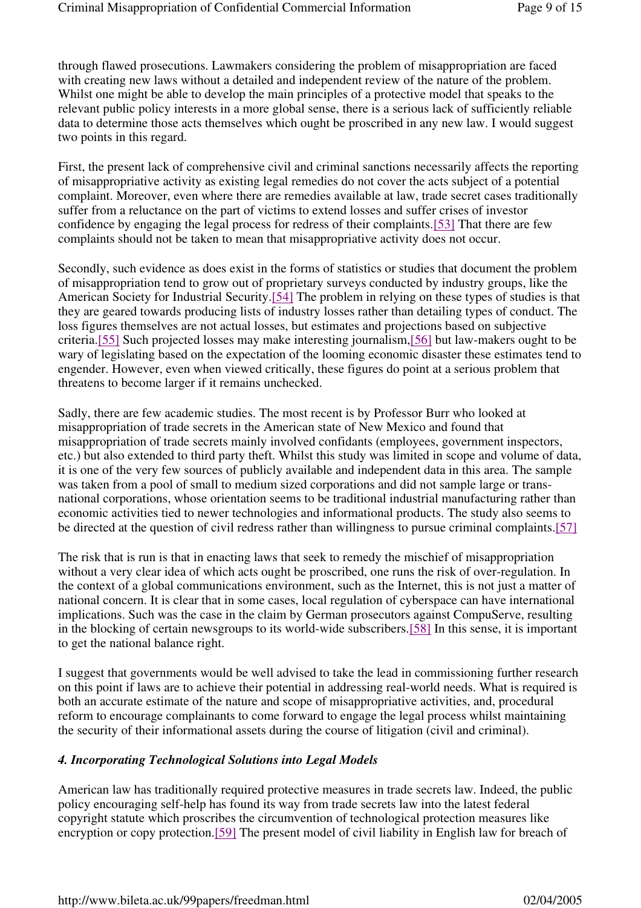through flawed prosecutions. Lawmakers considering the problem of misappropriation are faced with creating new laws without a detailed and independent review of the nature of the problem. Whilst one might be able to develop the main principles of a protective model that speaks to the relevant public policy interests in a more global sense, there is a serious lack of sufficiently reliable data to determine those acts themselves which ought be proscribed in any new law. I would suggest two points in this regard.

First, the present lack of comprehensive civil and criminal sanctions necessarily affects the reporting of misappropriative activity as existing legal remedies do not cover the acts subject of a potential complaint. Moreover, even where there are remedies available at law, trade secret cases traditionally suffer from a reluctance on the part of victims to extend losses and suffer crises of investor confidence by engaging the legal process for redress of their complaints.[53] That there are few complaints should not be taken to mean that misappropriative activity does not occur.

Secondly, such evidence as does exist in the forms of statistics or studies that document the problem of misappropriation tend to grow out of proprietary surveys conducted by industry groups, like the American Society for Industrial Security.[54] The problem in relying on these types of studies is that they are geared towards producing lists of industry losses rather than detailing types of conduct. The loss figures themselves are not actual losses, but estimates and projections based on subjective criteria.[55] Such projected losses may make interesting journalism,[56] but law-makers ought to be wary of legislating based on the expectation of the looming economic disaster these estimates tend to engender. However, even when viewed critically, these figures do point at a serious problem that threatens to become larger if it remains unchecked.

Sadly, there are few academic studies. The most recent is by Professor Burr who looked at misappropriation of trade secrets in the American state of New Mexico and found that misappropriation of trade secrets mainly involved confidants (employees, government inspectors, etc.) but also extended to third party theft. Whilst this study was limited in scope and volume of data, it is one of the very few sources of publicly available and independent data in this area. The sample was taken from a pool of small to medium sized corporations and did not sample large or trans-national corporations, whose orientation seems to be traditional industrial manufacturing rather than economic activities tied to newer technologies and informational products. The study also seems to be directed at the question of civil redress rather than willingness to pursue criminal complaints.[57]

The risk that is run is that in enacting laws that seek to remedy the mischief of misappropriation without a very clear idea of which acts ought be proscribed, one runs the risk of over-regulation. In the context of a global communications environment, such as the Internet, this is not just a matter of national concern. It is clear that in some cases, local regulation of cyberspace can have international implications. Such was the case in the claim by German prosecutors against CompuServe, resulting in the blocking of certain newsgroups to its world-wide subscribers.[58] In this sense, it is important to get the national balance right.

I suggest that governments would be well advised to take the lead in commissioning further research on this point if laws are to achieve their potential in addressing real-world needs. What is required is both an accurate estimate of the nature and scope of misappropriative activities, and, procedural reform to encourage complainants to come forward to engage the legal process whilst maintaining the security of their informational assets during the course of litigation (civil and criminal).

### *4. Incorporating Technological Solutions into Legal Models*

American law has traditionally required protective measures in trade secrets law. Indeed, the public policy encouraging self-help has found its way from trade secrets law into the latest federal copyright statute which proscribes the circumvention of technological protection measures like encryption or copy protection.[59] The present model of civil liability in English law for breach of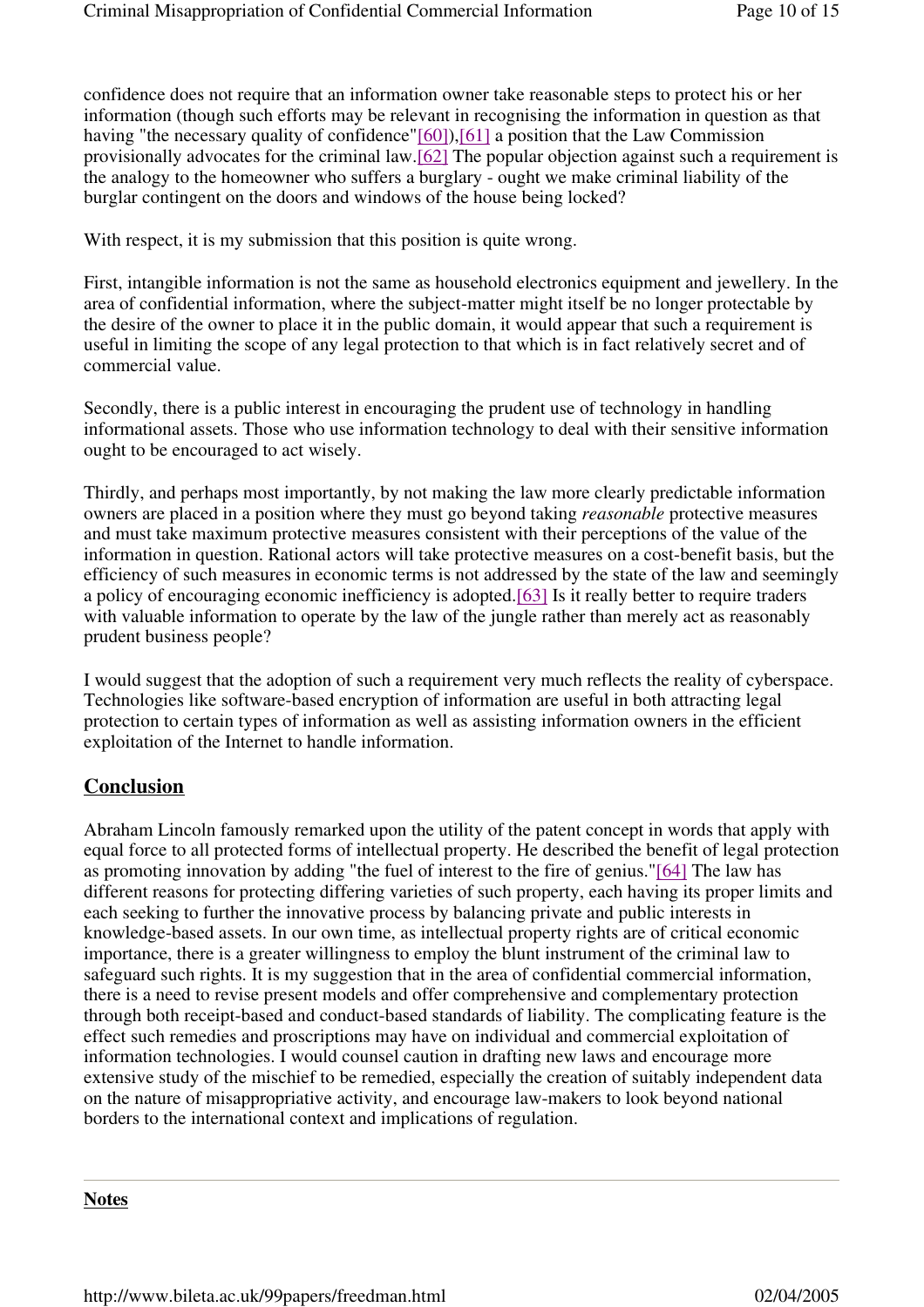confidence does not require that an information owner take reasonable steps to protect his or her information (though such efforts may be relevant in recognising the information in question as that having "the necessary quality of confidence"[60]),[61] a position that the Law Commission provisionally advocates for the criminal law.[62] The popular objection against such a requirement is the analogy to the homeowner who suffers a burglary - ought we make criminal liability of the burglar contingent on the doors and windows of the house being locked?

With respect, it is my submission that this position is quite wrong.

First, intangible information is not the same as household electronics equipment and jewellery. In the area of confidential information, where the subject-matter might itself be no longer protectable by the desire of the owner to place it in the public domain, it would appear that such a requirement is useful in limiting the scope of any legal protection to that which is in fact relatively secret and of commercial value.

Secondly, there is a public interest in encouraging the prudent use of technology in handling informational assets. Those who use information technology to deal with their sensitive information ought to be encouraged to act wisely.

Thirdly, and perhaps most importantly, by not making the law more clearly predictable information owners are placed in a position where they must go beyond taking *reasonable* protective measures and must take maximum protective measures consistent with their perceptions of the value of the information in question. Rational actors will take protective measures on a cost-benefit basis, but the efficiency of such measures in economic terms is not addressed by the state of the law and seemingly a policy of encouraging economic inefficiency is adopted.[63] Is it really better to require traders with valuable information to operate by the law of the jungle rather than merely act as reasonably prudent business people?

I would suggest that the adoption of such a requirement very much reflects the reality of cyberspace. Technologies like software-based encryption of information are useful in both attracting legal protection to certain types of information as well as assisting information owners in the efficient exploitation of the Internet to handle information.

## Conclusion

Abraham Lincoln famously remarked upon the utility of the patent concept in words that apply with equal force to all protected forms of intellectual property. He described the benefit of legal protection as promoting innovation by adding "the fuel of interest to the fire of genius."[64] The law has different reasons for protecting differing varieties of such property, each having its proper limits and each seeking to further the innovative process by balancing private and public interests in knowledge-based assets. In our own time, as intellectual property rights are of critical economic importance, there is a greater willingness to employ the blunt instrument of the criminal law to safeguard such rights. It is my suggestion that in the area of confidential commercial information, there is a need to revise present models and offer comprehensive and complementary protection through both receipt-based and conduct-based standards of liability. The complicating feature is the effect such remedies and proscriptions may have on individual and commercial exploitation of information technologies. I would counsel caution in drafting new laws and encourage more extensive study of the mischief to be remedied, especially the creation of suitably independent data on the nature of misappropriative activity, and encourage law-makers to look beyond national borders to the international context and implications of regulation.

---

**Notes**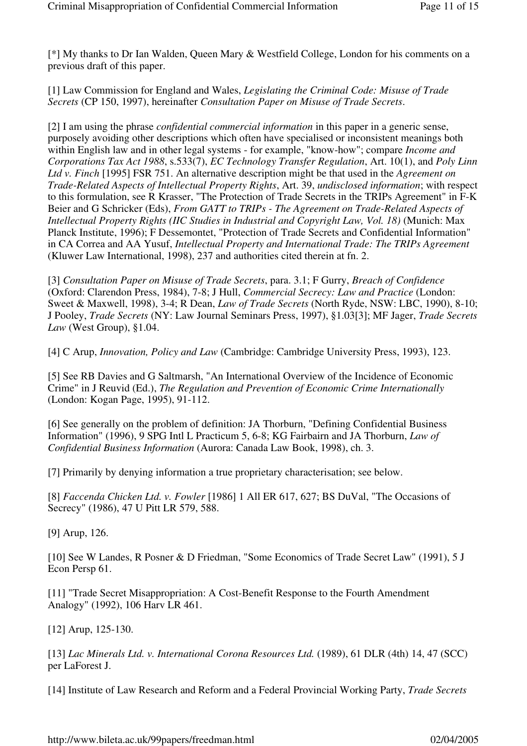[*] My thanks to Dr Ian Walden, Queen Mary & Westfield College, London for his comments on a previous draft of this paper.

[1] Law Commission for England and Wales, *Legislating the Criminal Code: Misuse of Trade Secrets* (CP 150, 1997), hereinafter *Consultation Paper on Misuse of Trade Secrets*.

[2] I am using the phrase *confidential commercial information* in this paper in a generic sense, purposely avoiding other descriptions which often have specialised or inconsistent meanings both within English law and in other legal systems - for example, "know-how"; compare *Income and Corporations Tax Act 1988*, s.533(7), *EC Technology Transfer Regulation*, Art. 10(1), and *Poly Linn Ltd v. Finch* [1995] FSR 751. An alternative description might be that used in the *Agreement on Trade-Related Aspects of Intellectual Property Rights*, Art. 39, *undisclosed information*; with respect to this formulation, see R Krasser, "The Protection of Trade Secrets in the TRIPs Agreement" in F-K Beier and G Schricker (Eds), *From GATT to TRIPs - The Agreement on Trade-Related Aspects of Intellectual Property Rights (IIC Studies in Industrial and Copyright Law, Vol. 18)* (Munich: Max Planck Institute, 1996); F Dessemontet, "Protection of Trade Secrets and Confidential Information" in CA Correa and AA Yusuf, *Intellectual Property and International Trade: The TRIPs Agreement* (Kluwer Law International, 1998), 237 and authorities cited therein at fn. 2.

[3] *Consultation Paper on Misuse of Trade Secrets*, para. 3.1; F Gurry, *Breach of Confidence* (Oxford: Clarendon Press, 1984), 7-8; J Hull, *Commercial Secrecy: Law and Practice* (London: Sweet & Maxwell, 1998), 3-4; R Dean, *Law of Trade Secrets* (North Ryde, NSW: LBC, 1990), 8-10; J Pooley, *Trade Secrets* (NY: Law Journal Seminars Press, 1997), §1.03[3]; MF Jager, *Trade Secrets Law* (West Group), §1.04.

[4] C Arup, *Innovation, Policy and Law* (Cambridge: Cambridge University Press, 1993), 123.

[5] See RB Davies and G Saltmarsh, "An International Overview of the Incidence of Economic Crime" in J Reuvid (Ed.), *The Regulation and Prevention of Economic Crime Internationally* (London: Kogan Page, 1995), 91-112.

[6] See generally on the problem of definition: JA Thorburn, "Defining Confidential Business Information" (1996), 9 SPG Intl L Practicum 5, 6-8; KG Fairbairn and JA Thorburn, *Law of Confidential Business Information* (Aurora: Canada Law Book, 1998), ch. 3.

[7] Primarily by denying information a true proprietary characterisation; see below.

[8] *Faccenda Chicken Ltd. v. Fowler* [1986] 1 All ER 617, 627; BS DuVal, "The Occasions of Secrecy" (1986), 47 U Pitt LR 579, 588.

[9] Arup, 126.

[10] See W Landes, R Posner & D Friedman, "Some Economics of Trade Secret Law" (1991), 5 J Econ Persp 61.

[11] "Trade Secret Misappropriation: A Cost-Benefit Response to the Fourth Amendment Analogy" (1992), 106 Harv LR 461.

[12] Arup, 125-130.

[13] *Lac Minerals Ltd. v. International Corona Resources Ltd.* (1989), 61 DLR (4th) 14, 47 (SCC) per LaForest J.

[14] Institute of Law Research and Reform and a Federal Provincial Working Party, *Trade Secrets*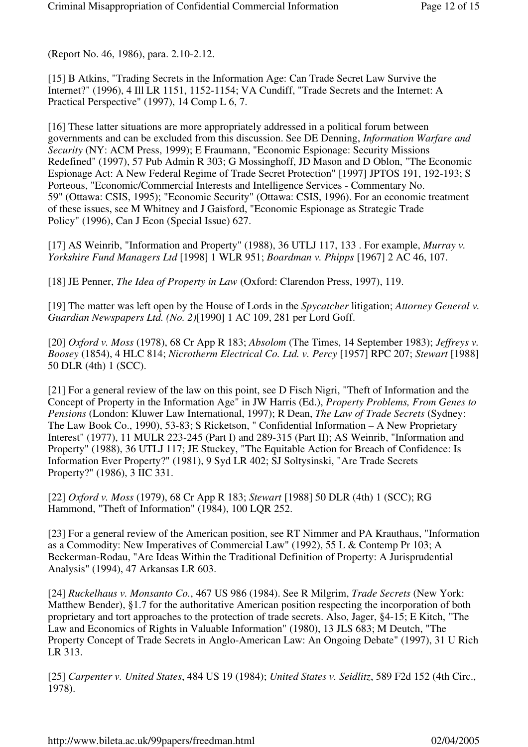(Report No. 46, 1986), para. 2.10-2.12.

[15] B Atkins, "Trading Secrets in the Information Age: Can Trade Secret Law Survive the Internet?" (1996), 4 Ill LR 1151, 1152-1154; VA Cundiff, "Trade Secrets and the Internet: A Practical Perspective" (1997), 14 Comp L 6, 7.

[16] These latter situations are more appropriately addressed in a political forum between governments and can be excluded from this discussion. See DE Denning, *Information Warfare and Security* (NY: ACM Press, 1999); E Fraumann, "Economic Espionage: Security Missions Redefined" (1997), 57 Pub Admin R 303; G Mossinghoff, JD Mason and D Oblon, "The Economic Espionage Act: A New Federal Regime of Trade Secret Protection" [1997] JPTOS 191, 192-193; S Porteous, "Economic/Commercial Interests and Intelligence Services - Commentary No. 59" (Ottawa: CSIS, 1995); "Economic Security" (Ottawa: CSIS, 1996). For an economic treatment of these issues, see M Whitney and J Gaisford, "Economic Espionage as Strategic Trade Policy" (1996), Can J Econ (Special Issue) 627.

[17] AS Weinrib, "Information and Property" (1988), 36 UTLJ 117, 133 . For example, *Murray v. Yorkshire Fund Managers Ltd* [1998] 1 WLR 951; *Boardman v. Phipps* [1967] 2 AC 46, 107.

[18] JE Penner, *The Idea of Property in Law* (Oxford: Clarendon Press, 1997), 119.

[19] The matter was left open by the House of Lords in the *Spycatcher* litigation; *Attorney General v. Guardian Newspapers Ltd. (No. 2)*[1990] 1 AC 109, 281 per Lord Goff.

[20] *Oxford v. Moss* (1978), 68 Cr App R 183; *Absolom* (The Times, 14 September 1983); *Jeffreys v. Boosey* (1854), 4 HLC 814; *Nicrotherm Electrical Co. Ltd. v. Percy* [1957] RPC 207; *Stewart* [1988] 50 DLR (4th) 1 (SCC).

[21] For a general review of the law on this point, see D Fisch Nigri, "Theft of Information and the Concept of Property in the Information Age" in JW Harris (Ed.), *Property Problems, From Genes to Pensions* (London: Kluwer Law International, 1997); R Dean, *The Law of Trade Secrets* (Sydney: The Law Book Co., 1990), 53-83; S Ricketson, " Confidential Information – A New Proprietary Interest" (1977), 11 MULR 223-245 (Part I) and 289-315 (Part II); AS Weinrib, "Information and Property" (1988), 36 UTLJ 117; JE Stuckey, "The Equitable Action for Breach of Confidence: Is Information Ever Property?" (1981), 9 Syd LR 402; SJ Soltysinski, "Are Trade Secrets Property?" (1986), 3 IIC 331.

[22] *Oxford v. Moss* (1979), 68 Cr App R 183; *Stewart* [1988] 50 DLR (4th) 1 (SCC); RG Hammond, "Theft of Information" (1984), 100 LQR 252.

[23] For a general review of the American position, see RT Nimmer and PA Krauthaus, "Information as a Commodity: New Imperatives of Commercial Law" (1992), 55 L & Contemp Pr 103; A Beckerman-Rodau, "Are Ideas Within the Traditional Definition of Property: A Jurisprudential Analysis" (1994), 47 Arkansas LR 603.

[24] *Ruckelhaus v. Monsanto Co.*, 467 US 986 (1984). See R Milgrim, *Trade Secrets* (New York: Matthew Bender), §1.7 for the authoritative American position respecting the incorporation of both proprietary and tort approaches to the protection of trade secrets. Also, Jager, §4-15; E Kitch, "The Law and Economics of Rights in Valuable Information" (1980), 13 JLS 683; M Deutch, "The Property Concept of Trade Secrets in Anglo-American Law: An Ongoing Debate" (1997), 31 U Rich LR 313.

[25] *Carpenter v. United States*, 484 US 19 (1984); *United States v. Seidlitz*, 589 F2d 152 (4th Circ., 1978).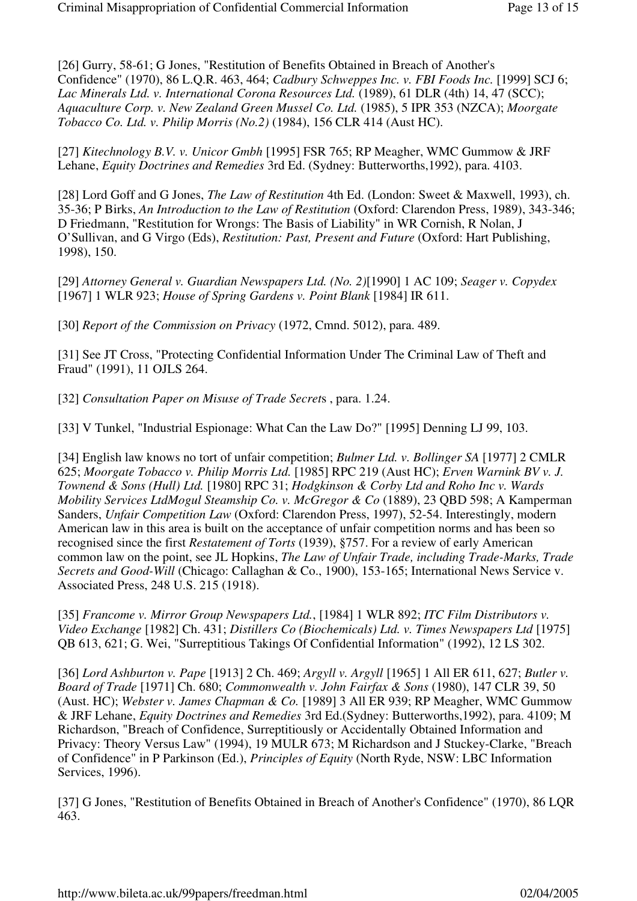[26] Gurry, 58-61; G Jones, "Restitution of Benefits Obtained in Breach of Another's Confidence" (1970), 86 L.Q.R. 463, 464; *Cadbury Schweppes Inc. v. FBI Foods Inc.* [1999] SCJ 6; *Lac Minerals Ltd. v. International Corona Resources Ltd.* (1989), 61 DLR (4th) 14, 47 (SCC); *Aquaculture Corp. v. New Zealand Green Mussel Co. Ltd.* (1985), 5 IPR 353 (NZCA); *Moorgate Tobacco Co. Ltd. v. Philip Morris (No.2)* (1984), 156 CLR 414 (Aust HC).

[27] *Kitechnology B.V. v. Unicor Gmbh* [1995] FSR 765; RP Meagher, WMC Gummow & JRF Lehane, *Equity Doctrines and Remedies* 3rd Ed. (Sydney: Butterworths,1992), para. 4103.

[28] Lord Goff and G Jones, *The Law of Restitution* 4th Ed. (London: Sweet & Maxwell, 1993), ch. 35-36; P Birks, *An Introduction to the Law of Restitution* (Oxford: Clarendon Press, 1989), 343-346; D Friedmann, "Restitution for Wrongs: The Basis of Liability" in WR Cornish, R Nolan, J O'Sullivan, and G Virgo (Eds), *Restitution: Past, Present and Future* (Oxford: Hart Publishing, 1998), 150.

[29] *Attorney General v. Guardian Newspapers Ltd. (No. 2)*[1990] 1 AC 109; *Seager v. Copydex* [1967] 1 WLR 923; *House of Spring Gardens v. Point Blank* [1984] IR 611.

[30] *Report of the Commission on Privacy* (1972, Cmnd. 5012), para. 489.

[31] See JT Cross, "Protecting Confidential Information Under The Criminal Law of Theft and Fraud" (1991), 11 OJLS 264.

[32] *Consultation Paper on Misuse of Trade Secret*s , para. 1.24.

[33] V Tunkel, "Industrial Espionage: What Can the Law Do?" [1995] Denning LJ 99, 103.

[34] English law knows no tort of unfair competition; *Bulmer Ltd. v. Bollinger SA* [1977] 2 CMLR 625; *Moorgate Tobacco v. Philip Morris Ltd.* [1985] RPC 219 (Aust HC); *Erven Warnink BV v. J. Townend & Sons (Hull) Ltd.* [1980] RPC 31; *Hodgkinson & Corby Ltd and Roho Inc v. Wards Mobility Services LtdMogul Steamship Co. v. McGregor & Co* (1889), 23 QBD 598; A Kamperman Sanders, *Unfair Competition Law* (Oxford: Clarendon Press, 1997), 52-54. Interestingly, modern American law in this area is built on the acceptance of unfair competition norms and has been so recognised since the first *Restatement of Torts* (1939), §757. For a review of early American common law on the point, see JL Hopkins, *The Law of Unfair Trade, including Trade-Marks, Trade Secrets and Good-Will* (Chicago: Callaghan & Co., 1900), 153-165; International News Service v. Associated Press, 248 U.S. 215 (1918).

[35] *Francome v. Mirror Group Newspapers Ltd.*, [1984] 1 WLR 892; *ITC Film Distributors v. Video Exchange* [1982] Ch. 431; *Distillers Co (Biochemicals) Ltd. v. Times Newspapers Ltd* [1975] QB 613, 621; G. Wei, "Surreptitious Takings Of Confidential Information" (1992), 12 LS 302.

[36] *Lord Ashburton v. Pape* [1913] 2 Ch. 469; *Argyll v. Argyll* [1965] 1 All ER 611, 627; *Butler v. Board of Trade* [1971] Ch. 680; *Commonwealth v. John Fairfax & Sons* (1980), 147 CLR 39, 50 (Aust. HC); *Webster v. James Chapman & Co.* [1989] 3 All ER 939; RP Meagher, WMC Gummow & JRF Lehane, *Equity Doctrines and Remedies* 3rd Ed.(Sydney: Butterworths,1992), para. 4109; M Richardson, "Breach of Confidence, Surreptitiously or Accidentally Obtained Information and Privacy: Theory Versus Law" (1994), 19 MULR 673; M Richardson and J Stuckey-Clarke, "Breach of Confidence" in P Parkinson (Ed.), *Principles of Equity* (North Ryde, NSW: LBC Information Services, 1996).

[37] G Jones, "Restitution of Benefits Obtained in Breach of Another's Confidence" (1970), 86 LQR 463.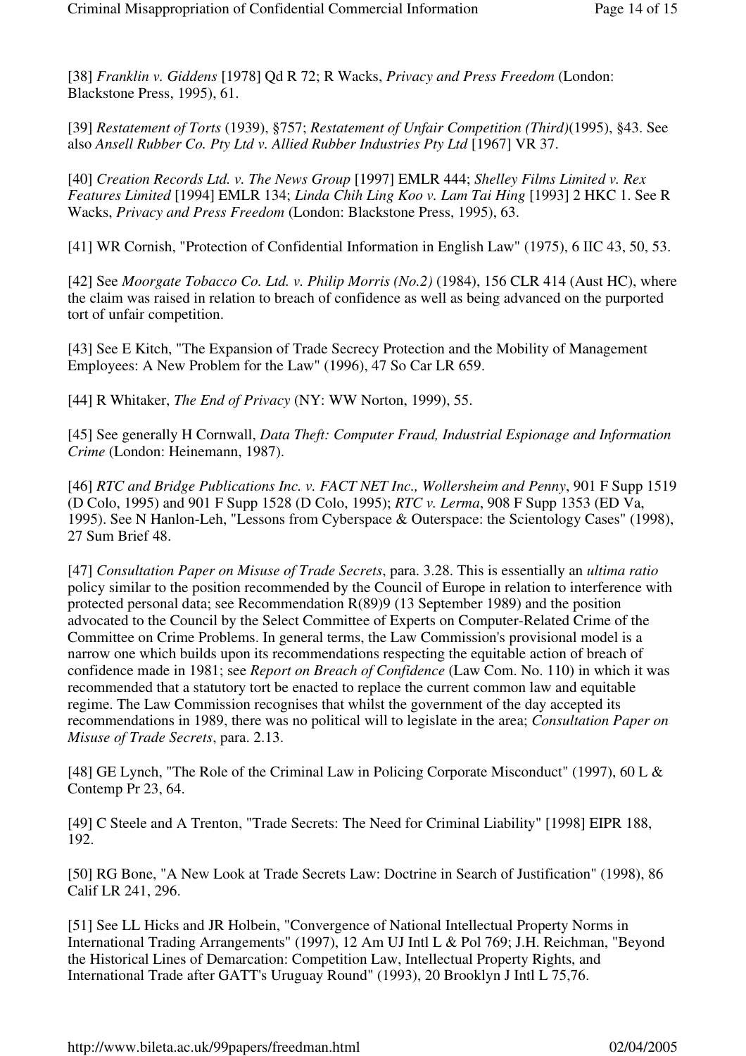[38] *Franklin v. Giddens* [1978] Qd R 72; R Wacks, *Privacy and Press Freedom* (London: Blackstone Press, 1995), 61.

[39] *Restatement of Torts* (1939), §757; *Restatement of Unfair Competition (Third)*(1995), §43. See also *Ansell Rubber Co. Pty Ltd v. Allied Rubber Industries Pty Ltd* [1967] VR 37.

[40] *Creation Records Ltd. v. The News Group* [1997] EMLR 444; *Shelley Films Limited v. Rex Features Limited* [1994] EMLR 134; *Linda Chih Ling Koo v. Lam Tai Hing* [1993] 2 HKC 1. See R Wacks, *Privacy and Press Freedom* (London: Blackstone Press, 1995), 63.

[41] WR Cornish, "Protection of Confidential Information in English Law" (1975), 6 IIC 43, 50, 53.

[42] See *Moorgate Tobacco Co. Ltd. v. Philip Morris (No.2)* (1984), 156 CLR 414 (Aust HC), where the claim was raised in relation to breach of confidence as well as being advanced on the purported tort of unfair competition.

[43] See E Kitch, "The Expansion of Trade Secrecy Protection and the Mobility of Management Employees: A New Problem for the Law" (1996), 47 So Car LR 659.

[44] R Whitaker, *The End of Privacy* (NY: WW Norton, 1999), 55.

[45] See generally H Cornwall, *Data Theft: Computer Fraud, Industrial Espionage and Information Crime* (London: Heinemann, 1987).

[46] *RTC and Bridge Publications Inc. v. FACT NET Inc., Wollersheim and Penny*, 901 F Supp 1519 (D Colo, 1995) and 901 F Supp 1528 (D Colo, 1995); *RTC v. Lerma*, 908 F Supp 1353 (ED Va, 1995). See N Hanlon-Leh, "Lessons from Cyberspace & Outerspace: the Scientology Cases" (1998), 27 Sum Brief 48.

[47] *Consultation Paper on Misuse of Trade Secrets*, para. 3.28. This is essentially an *ultima ratio* policy similar to the position recommended by the Council of Europe in relation to interference with protected personal data; see Recommendation R(89)9 (13 September 1989) and the position advocated to the Council by the Select Committee of Experts on Computer-Related Crime of the Committee on Crime Problems. In general terms, the Law Commission's provisional model is a narrow one which builds upon its recommendations respecting the equitable action of breach of confidence made in 1981; see *Report on Breach of Confidence* (Law Com. No. 110) in which it was recommended that a statutory tort be enacted to replace the current common law and equitable regime. The Law Commission recognises that whilst the government of the day accepted its recommendations in 1989, there was no political will to legislate in the area; *Consultation Paper on Misuse of Trade Secrets*, para. 2.13.

[48] GE Lynch, "The Role of the Criminal Law in Policing Corporate Misconduct" (1997), 60 L & Contemp Pr 23, 64.

[49] C Steele and A Trenton, "Trade Secrets: The Need for Criminal Liability" [1998] EIPR 188, 192.

[50] RG Bone, "A New Look at Trade Secrets Law: Doctrine in Search of Justification" (1998), 86 Calif LR 241, 296.

[51] See LL Hicks and JR Holbein, "Convergence of National Intellectual Property Norms in International Trading Arrangements" (1997), 12 Am UJ Intl L & Pol 769; J.H. Reichman, "Beyond the Historical Lines of Demarcation: Competition Law, Intellectual Property Rights, and International Trade after GATT's Uruguay Round" (1993), 20 Brooklyn J Intl L 75,76.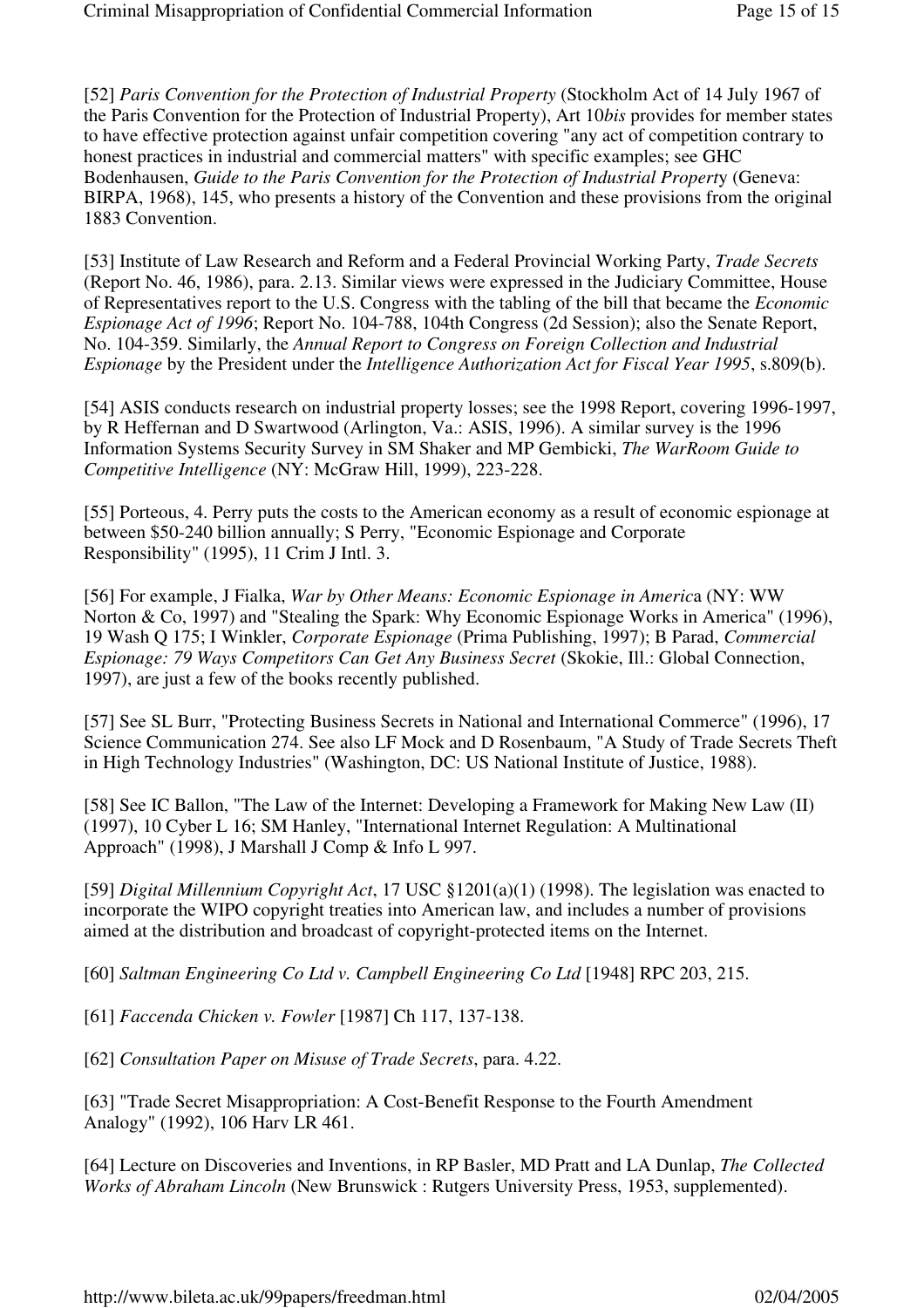[52] *Paris Convention for the Protection of Industrial Property* (Stockholm Act of 14 July 1967 of the Paris Convention for the Protection of Industrial Property), Art 10*bis* provides for member states to have effective protection against unfair competition covering "any act of competition contrary to honest practices in industrial and commercial matters" with specific examples; see GHC Bodenhausen, *Guide to the Paris Convention for the Protection of Industrial Property* (Geneva: BIRPA, 1968), 145, who presents a history of the Convention and these provisions from the original 1883 Convention.

[53] Institute of Law Research and Reform and a Federal Provincial Working Party, *Trade Secrets* (Report No. 46, 1986), para. 2.13. Similar views were expressed in the Judiciary Committee, House of Representatives report to the U.S. Congress with the tabling of the bill that became the *Economic Espionage Act of 1996*; Report No. 104-788, 104th Congress (2d Session); also the Senate Report, No. 104-359. Similarly, the *Annual Report to Congress on Foreign Collection and Industrial Espionage* by the President under the *Intelligence Authorization Act for Fiscal Year 1995*, s.809(b).

[54] ASIS conducts research on industrial property losses; see the 1998 Report, covering 1996-1997, by R Heffernan and D Swartwood (Arlington, Va.: ASIS, 1996). A similar survey is the 1996 Information Systems Security Survey in SM Shaker and MP Gembicki, *The WarRoom Guide to Competitive Intelligence* (NY: McGraw Hill, 1999), 223-228.

[55] Porteous, 4. Perry puts the costs to the American economy as a result of economic espionage at between $50-240 billion annually; S Perry, "Economic Espionage and Corporate Responsibility" (1995), 11 Crim J Intl. 3.

[56] For example, J Fialka, *War by Other Means: Economic Espionage in America* (NY: WW Norton & Co, 1997) and "Stealing the Spark: Why Economic Espionage Works in America" (1996), 19 Wash Q 175; I Winkler, *Corporate Espionage* (Prima Publishing, 1997); B Parad, *Commercial Espionage: 79 Ways Competitors Can Get Any Business Secret* (Skokie, Ill.: Global Connection, 1997), are just a few of the books recently published.

[57] See SL Burr, "Protecting Business Secrets in National and International Commerce" (1996), 17 Science Communication 274. See also LF Mock and D Rosenbaum, "A Study of Trade Secrets Theft in High Technology Industries" (Washington, DC: US National Institute of Justice, 1988).

[58] See IC Ballon, "The Law of the Internet: Developing a Framework for Making New Law (II) (1997), 10 Cyber L 16; SM Hanley, "International Internet Regulation: A Multinational Approach" (1998), J Marshall J Comp & Info L 997.

[59] *Digital Millennium Copyright Act*, 17 USC §1201(a)(1) (1998). The legislation was enacted to incorporate the WIPO copyright treaties into American law, and includes a number of provisions aimed at the distribution and broadcast of copyright-protected items on the Internet.

[60] *Saltman Engineering Co Ltd v. Campbell Engineering Co Ltd* [1948] RPC 203, 215.

[61] *Faccenda Chicken v. Fowler* [1987] Ch 117, 137-138.

[62] *Consultation Paper on Misuse of Trade Secrets*, para. 4.22.

[63] "Trade Secret Misappropriation: A Cost-Benefit Response to the Fourth Amendment Analogy" (1992), 106 Harv LR 461.

[64] Lecture on Discoveries and Inventions, in RP Basler, MD Pratt and LA Dunlap, *The Collected Works of Abraham Lincoln* (New Brunswick : Rutgers University Press, 1953, supplemented).